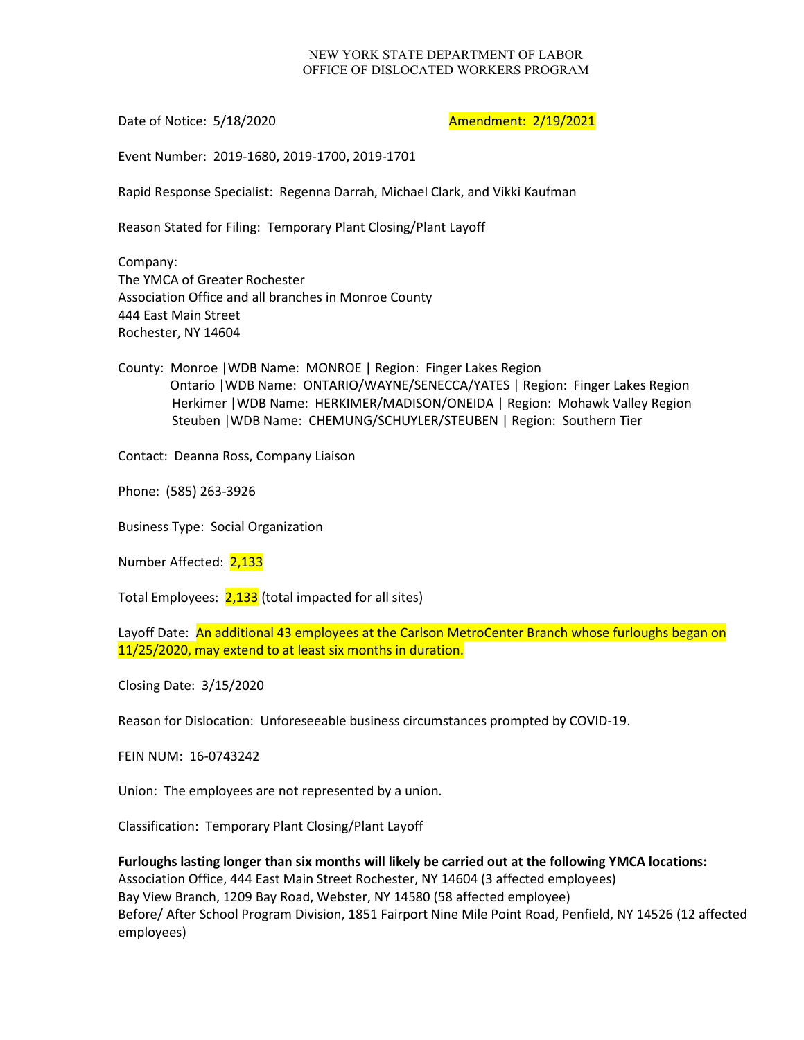NEW YORK STATE DEPARTMENT OF LABOR
OFFICE OF DISLOCATED WORKERS PROGRAM

Date of Notice: 5/18/2020 Amendment: 2/19/2021

Event Number: 2019-1680, 2019-1700, 2019-1701

Rapid Response Specialist: Regenna Darrah, Michael Clark, and Vikki Kaufman

Reason Stated for Filing: Temporary Plant Closing/Plant Layoff

Company:
The YMCA of Greater Rochester
Association Office and all branches in Monroe County
444 East Main Street
Rochester, NY 14604

County: Monroe |WDB Name: MONROE | Region: Finger Lakes Region
Ontario |WDB Name: ONTARIO/WAYNE/SENECCA/YATES | Region: Finger Lakes Region
Herkimer |WDB Name: HERKIMER/MADISON/ONEIDA | Region: Mohawk Valley Region
Steuben |WDB Name: CHEMUNG/SCHUYLER/STEUBEN | Region: Southern Tier

Contact: Deanna Ross, Company Liaison

Phone: (585) 263-3926

Business Type: Social Organization

Number Affected: 2,133

Total Employees: 2,133 (total impacted for all sites)

Layoff Date: An additional 43 employees at the Carlson MetroCenter Branch whose furloughs began on 11/25/2020, may extend to at least six months in duration.

Closing Date: 3/15/2020

Reason for Dislocation: Unforeseeable business circumstances prompted by COVID-19.

FEIN NUM: 16-0743242

Union: The employees are not represented by a union.

Classification: Temporary Plant Closing/Plant Layoff

**Furloughs lasting longer than six months will likely be carried out at the following YMCA locations:**
Association Office, 444 East Main Street Rochester, NY 14604 (3 affected employees)
Bay View Branch, 1209 Bay Road, Webster, NY 14580 (58 affected employee)
Before/ After School Program Division, 1851 Fairport Nine Mile Point Road, Penfield, NY 14526 (12 affected employees)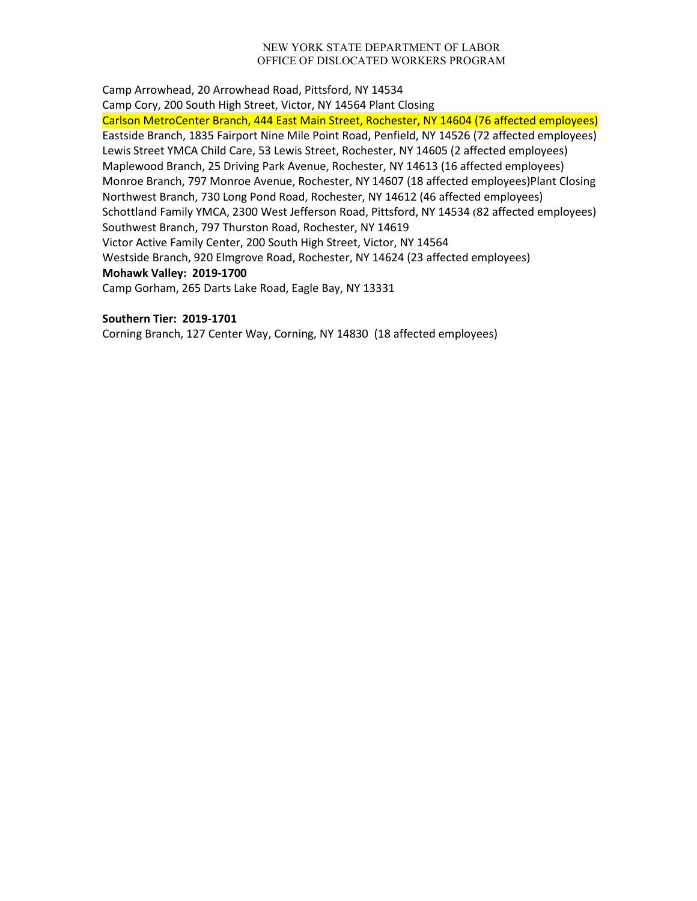Camp Arrowhead, 20 Arrowhead Road, Pittsford, NY 14534
Camp Cory, 200 South High Street, Victor, NY 14564 Plant Closing
Carlson MetroCenter Branch, 444 East Main Street, Rochester, NY 14604 (76 affected employees)
Eastside Branch, 1835 Fairport Nine Mile Point Road, Penfield, NY 14526 (72 affected employees)
Lewis Street YMCA Child Care, 53 Lewis Street, Rochester, NY 14605 (2 affected employees)
Maplewood Branch, 25 Driving Park Avenue, Rochester, NY 14613 (16 affected employees)
Monroe Branch, 797 Monroe Avenue, Rochester, NY 14607 (18 affected employees)Plant Closing
Northwest Branch, 730 Long Pond Road, Rochester, NY 14612 (46 affected employees)
Schottland Family YMCA, 2300 West Jefferson Road, Pittsford, NY 14534 (82 affected employees)
Southwest Branch, 797 Thurston Road, Rochester, NY 14619
Victor Active Family Center, 200 South High Street, Victor, NY 14564
Westside Branch, 920 Elmgrove Road, Rochester, NY 14624 (23 affected employees)

**Mohawk Valley: 2019-1700**

Camp Gorham, 265 Darts Lake Road, Eagle Bay, NY 13331

**Southern Tier: 2019-1701**

Corning Branch, 127 Center Way, Corning, NY 14830 (18 affected employees)